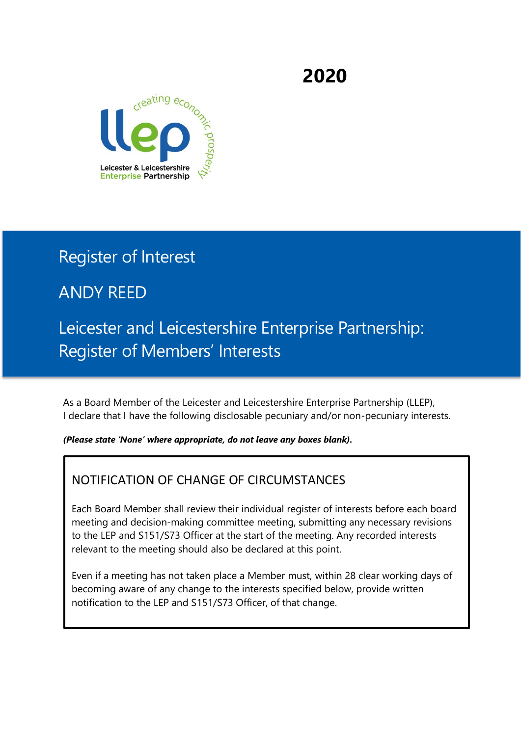# 2020

Leicester & Leicestershire Enterprise Partnership

# Register of Interest

## ANDY REED

## Leicester and Leicestershire Enterprise Partnership: Register of Members' Interests

As a Board Member of the Leicester and Leicestershire Enterprise Partnership (LLEP), I declare that I have the following disclosable pecuniary and/or non-pecuniary interests.

***(Please state 'None' where appropriate, do not leave any boxes blank).***

### NOTIFICATION OF CHANGE OF CIRCUMSTANCES

Each Board Member shall review their individual register of interests before each board meeting and decision-making committee meeting, submitting any necessary revisions to the LEP and S151/S73 Officer at the start of the meeting. Any recorded interests relevant to the meeting should also be declared at this point.

Even if a meeting has not taken place a Member must, within 28 clear working days of becoming aware of any change to the interests specified below, provide written notification to the LEP and S151/S73 Officer, of that change.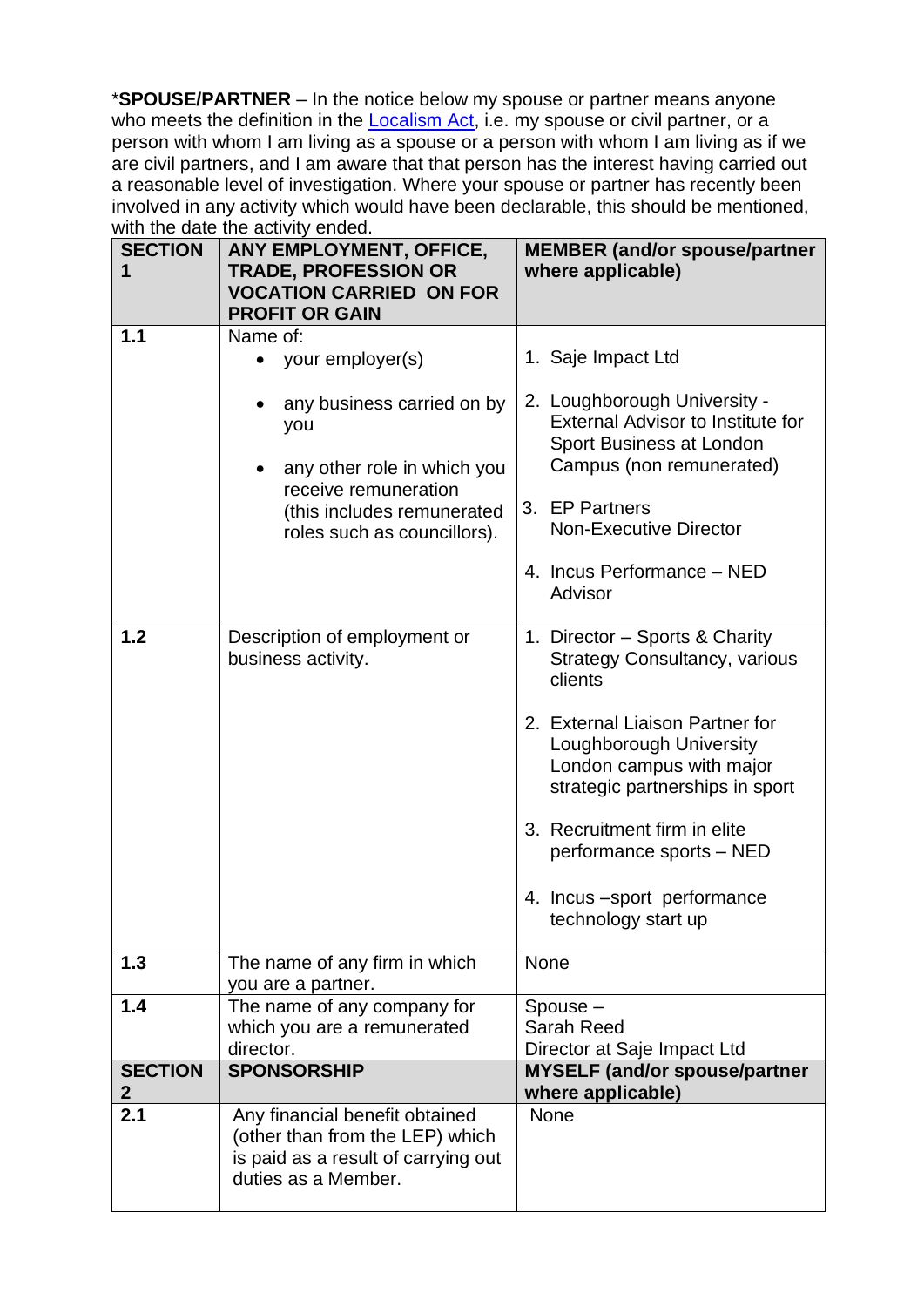***SPOUSE/PARTNER** – In the notice below my spouse or partner means anyone who meets the definition in the Localism Act, i.e. my spouse or civil partner, or a person with whom I am living as a spouse or a person with whom I am living as if we are civil partners, and I am aware that that person has the interest having carried out a reasonable level of investigation. Where your spouse or partner has recently been involved in any activity which would have been declarable, this should be mentioned, with the date the activity ended.

| **SECTION 1** | **ANY EMPLOYMENT, OFFICE, TRADE, PROFESSION OR VOCATION CARRIED ON FOR PROFIT OR GAIN** | **MEMBER (and/or spouse/partner where applicable)** |
|---|---|---|
| **1.1** | Name of:<br>• your employer(s)<br>• any business carried on by you<br>• any other role in which you receive remuneration (this includes remunerated roles such as councillors). | 1. Saje Impact Ltd<br>2. Loughborough University - External Advisor to Institute for Sport Business at London Campus (non remunerated)<br>3. EP Partners Non-Executive Director<br>4. Incus Performance – NED Advisor |
| **1.2** | Description of employment or business activity. | 1. Director – Sports & Charity Strategy Consultancy, various clients<br>2. External Liaison Partner for Loughborough University London campus with major strategic partnerships in sport<br>3. Recruitment firm in elite performance sports – NED<br>4. Incus –sport performance technology start up |
| **1.3** | The name of any firm in which you are a partner. | None |
| **1.4** | The name of any company for which you are a remunerated director. | Spouse –<br>Sarah Reed<br>Director at Saje Impact Ltd |
| **SECTION 2** | **SPONSORSHIP** | **MYSELF (and/or spouse/partner where applicable)** |
| **2.1** | Any financial benefit obtained (other than from the LEP) which is paid as a result of carrying out duties as a Member. | None |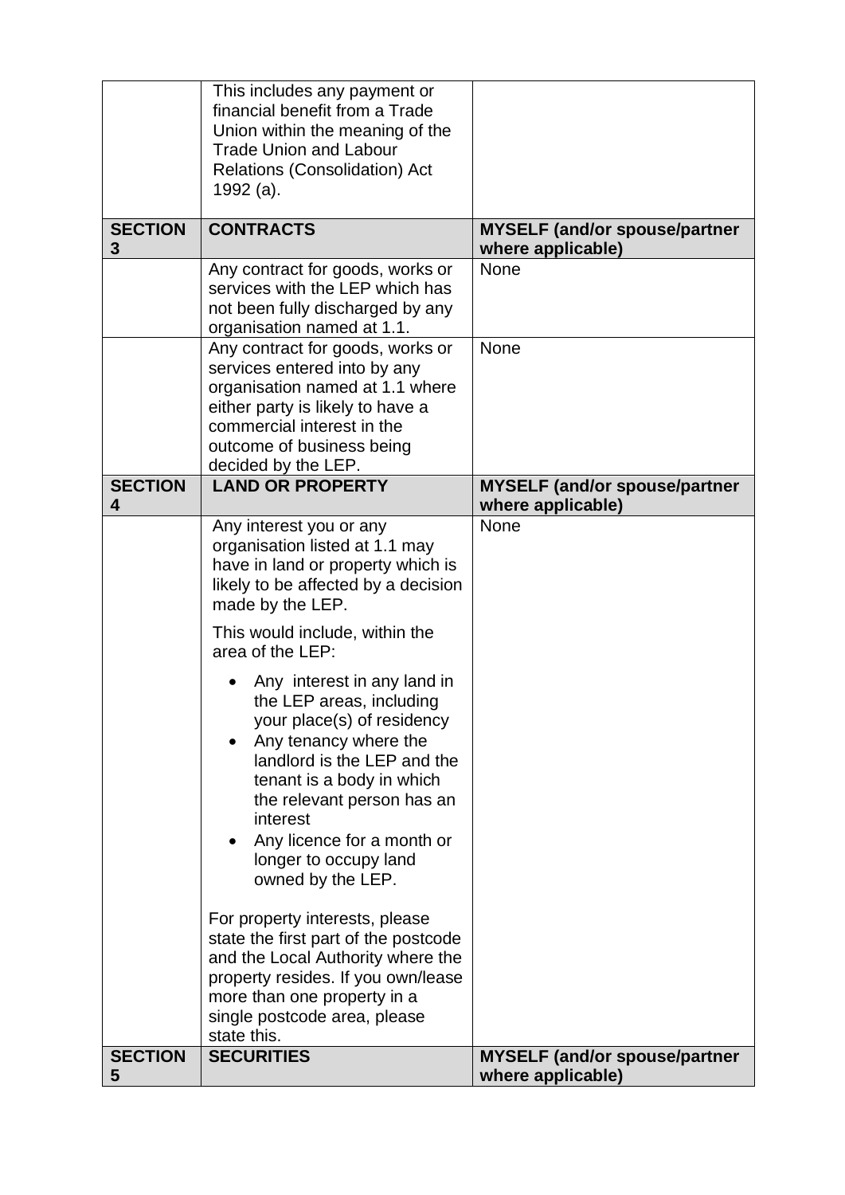|  |  |  |
|---|---|---|
|  | This includes any payment or financial benefit from a Trade Union within the meaning of the Trade Union and Labour Relations (Consolidation) Act 1992 (a). |  |
| **SECTION 3** | **CONTRACTS** | **MYSELF (and/or spouse/partner where applicable)** |
|  | Any contract for goods, works or services with the LEP which has not been fully discharged by any organisation named at 1.1. | None |
|  | Any contract for goods, works or services entered into by any organisation named at 1.1 where either party is likely to have a commercial interest in the outcome of business being decided by the LEP. | None |
| **SECTION 4** | **LAND OR PROPERTY** | **MYSELF (and/or spouse/partner where applicable)** |
|  | Any interest you or any organisation listed at 1.1 may have in land or property which is likely to be affected by a decision made by the LEP.<br><br>This would include, within the area of the LEP:<br><br>• Any interest in any land in the LEP areas, including your place(s) of residency<br>• Any tenancy where the landlord is the LEP and the tenant is a body in which the relevant person has an interest<br>• Any licence for a month or longer to occupy land owned by the LEP.<br><br>For property interests, please state the first part of the postcode and the Local Authority where the property resides. If you own/lease more than one property in a single postcode area, please state this. | None |
| **SECTION 5** | **SECURITIES** | **MYSELF (and/or spouse/partner where applicable)** |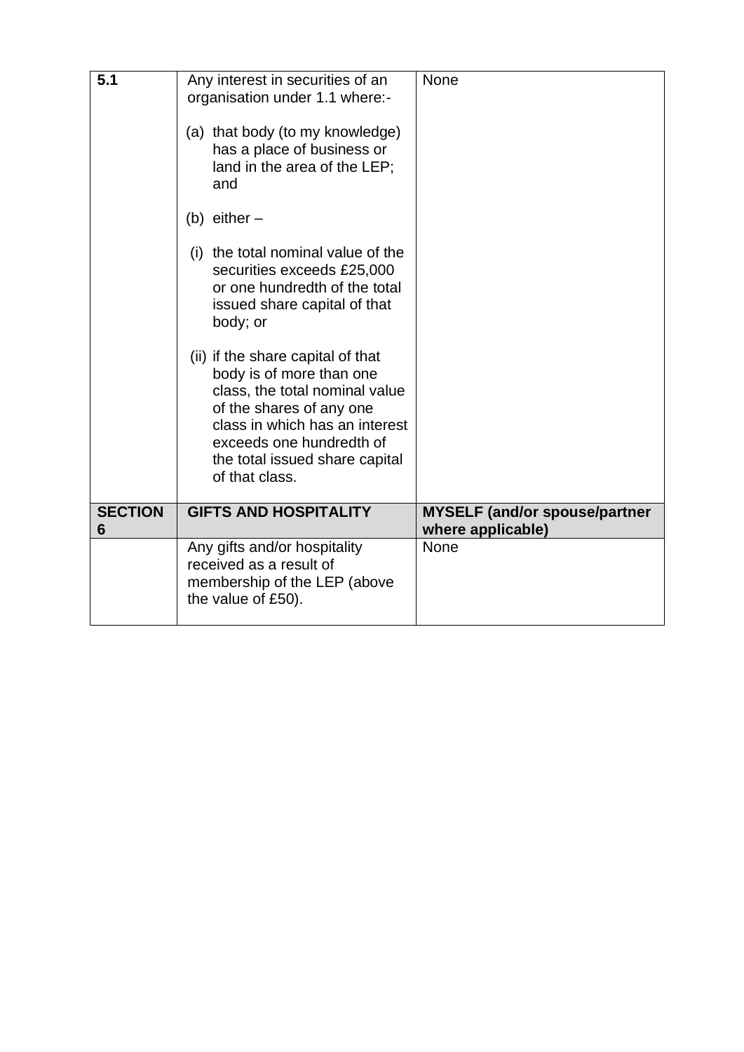| 5.1 | Any interest in securities of an organisation under 1.1 where:-<br><br>(a) that body (to my knowledge) has a place of business or land in the area of the LEP; and<br><br>(b) either –<br><br>(i) the total nominal value of the securities exceeds £25,000 or one hundredth of the total issued share capital of that body; or<br><br>(ii) if the share capital of that body is of more than one class, the total nominal value of the shares of any one class in which has an interest exceeds one hundredth of the total issued share capital of that class. | None |
|---|---|---|
| **SECTION 6** | **GIFTS AND HOSPITALITY** | **MYSELF (and/or spouse/partner where applicable)** |
| | Any gifts and/or hospitality received as a result of membership of the LEP (above the value of £50). | None |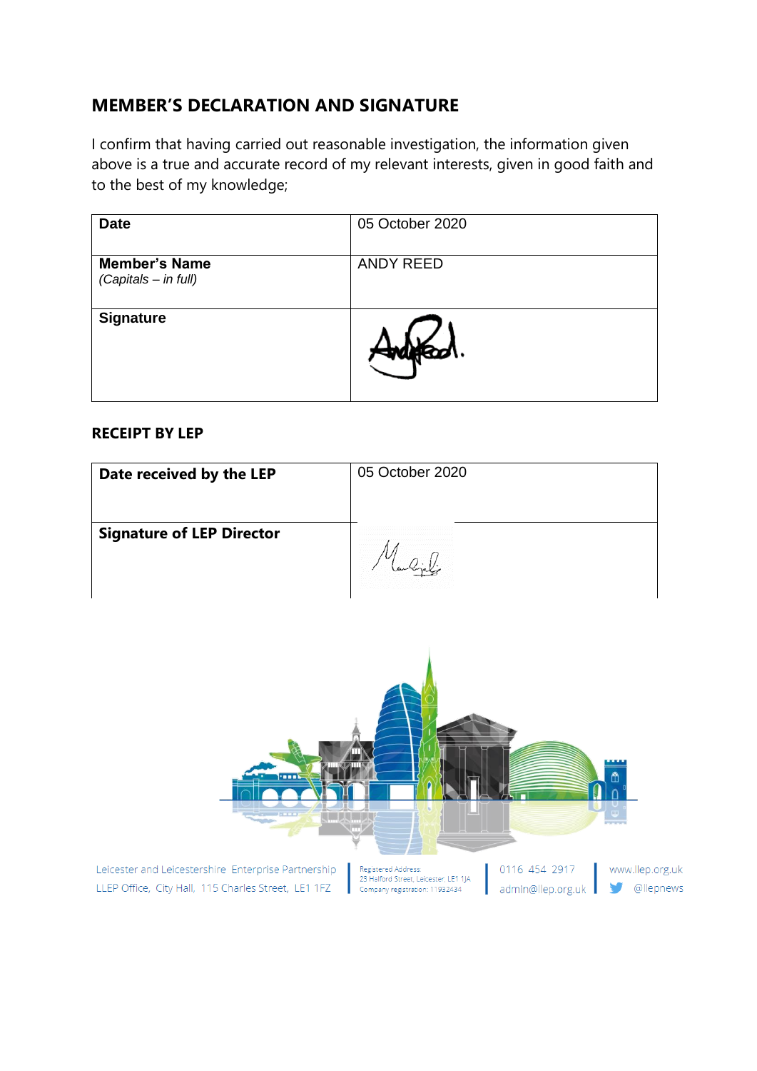## MEMBER'S DECLARATION AND SIGNATURE

I confirm that having carried out reasonable investigation, the information given above is a true and accurate record of my relevant interests, given in good faith and to the best of my knowledge;

| | |
|---|---|
| **Date** | 05 October 2020 |
| **Member's Name** *(Capitals – in full)* | ANDY REED |
| **Signature** | |

### RECEIPT BY LEP

| | |
|---|---|
| **Date received by the LEP** | 05 October 2020 |
| **Signature of LEP Director** | |

Leicester and Leicestershire Enterprise Partnership
LLEP Office, City Hall, 115 Charles Street, LE1 1FZ

Registered Address: 23 Halford Street, Leicester, LE1 1JA
Company registration: 11932434

0116 454 2917
admin@llep.org.uk

www.llep.org.uk
@llepnews